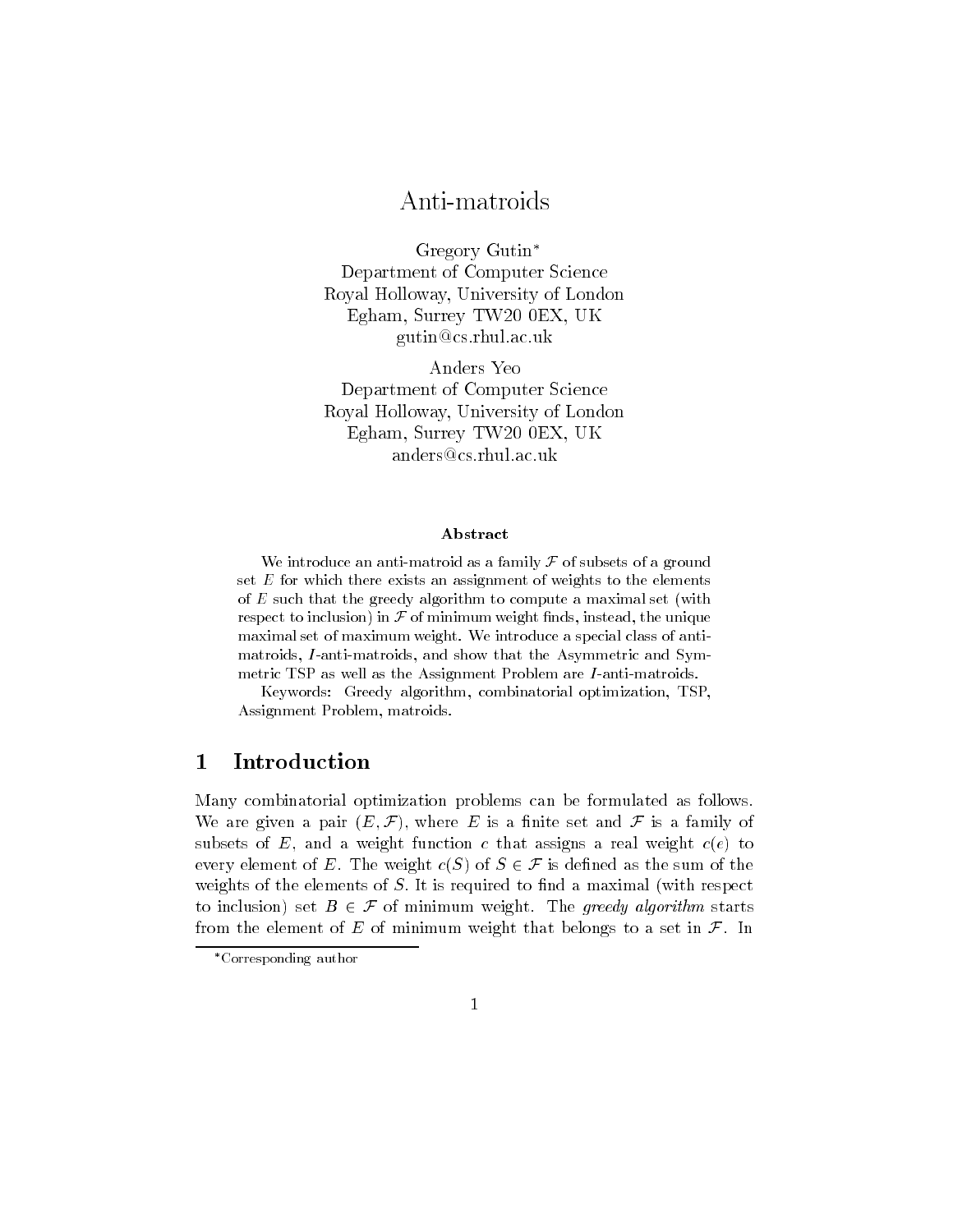# Anti-matroids

Gregory Gutin[*]
Department of Computer Science
Royal Holloway, University of London
Egham, Surrey TW20 0EX, UK
gutin@cs.rhul.ac.uk

Anders Yeo
Department of Computer Science
Royal Holloway, University of London
Egham, Surrey TW20 0EX, UK
anders@cs.rhul.ac.uk

### Abstract

We introduce an anti-matroid as a family $\mathcal{F}$ of subsets of a ground set $E$ for which there exists an assignment of weights to the elements of $E$ such that the greedy algorithm to compute a maximal set (with respect to inclusion) in $\mathcal{F}$ of minimum weight finds, instead, the unique maximal set of maximum weight. We introduce a special class of anti-matroids, $I$-anti-matroids, and show that the Asymmetric and Symmetric TSP as well as the Assignment Problem are $I$-anti-matroids.

Keywords: Greedy algorithm, combinatorial optimization, TSP, Assignment Problem, matroids.

## 1 Introduction

Many combinatorial optimization problems can be formulated as follows. We are given a pair $(E, \mathcal{F})$, where $E$ is a finite set and $\mathcal{F}$ is a family of subsets of $E$, and a weight function $c$ that assigns a real weight $c(e)$ to every element of $E$. The weight $c(S)$ of $S \in \mathcal{F}$ is defined as the sum of the weights of the elements of $S$. It is required to find a maximal (with respect to inclusion) set $B \in \mathcal{F}$ of minimum weight. The *greedy algorithm* starts from the element of $E$ of minimum weight that belongs to a set in $\mathcal{F}$. In

[*]Corresponding author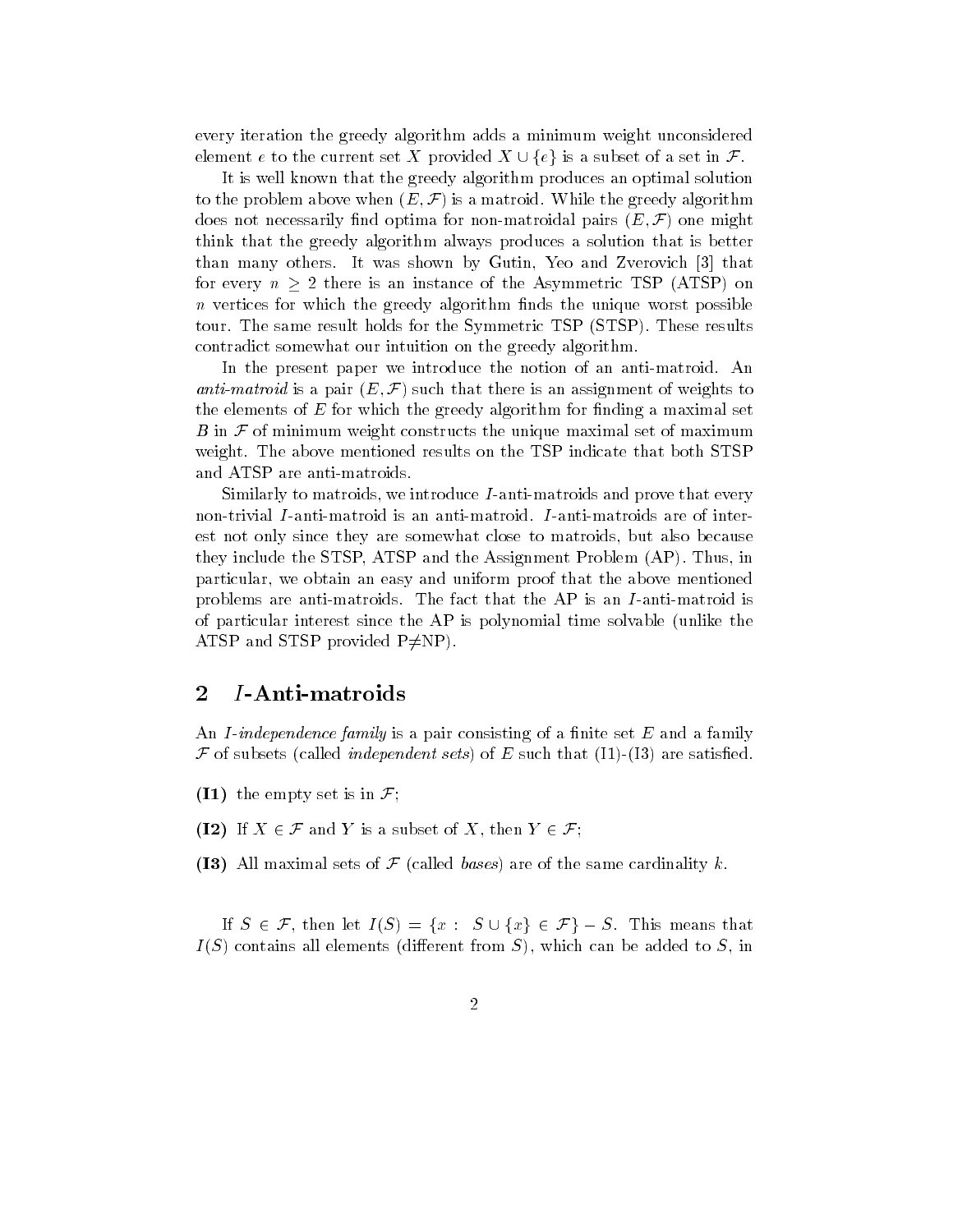every iteration the greedy algorithm adds a minimum weight unconsidered element $e$ to the current set $X$ provided $X \cup \{e\}$ is a subset of a set in $\mathcal{F}$.

It is well known that the greedy algorithm produces an optimal solution to the problem above when $(E, \mathcal{F})$ is a matroid. While the greedy algorithm does not necessarily find optima for non-matroidal pairs $(E, \mathcal{F})$ one might think that the greedy algorithm always produces a solution that is better than many others. It was shown by Gutin, Yeo and Zverovich [3] that for every $n \geq 2$ there is an instance of the Asymmetric TSP (ATSP) on $n$ vertices for which the greedy algorithm finds the unique worst possible tour. The same result holds for the Symmetric TSP (STSP). These results contradict somewhat our intuition on the greedy algorithm.

In the present paper we introduce the notion of an anti-matroid. An *anti-matroid* is a pair $(E, \mathcal{F})$ such that there is an assignment of weights to the elements of $E$ for which the greedy algorithm for finding a maximal set $B$ in $\mathcal{F}$ of minimum weight constructs the unique maximal set of maximum weight. The above mentioned results on the TSP indicate that both STSP and ATSP are anti-matroids.

Similarly to matroids, we introduce $I$-anti-matroids and prove that every non-trivial $I$-anti-matroid is an anti-matroid. $I$-anti-matroids are of interest not only since they are somewhat close to matroids, but also because they include the STSP, ATSP and the Assignment Problem (AP). Thus, in particular, we obtain an easy and uniform proof that the above mentioned problems are anti-matroids. The fact that the AP is an $I$-anti-matroid is of particular interest since the AP is polynomial time solvable (unlike the ATSP and STSP provided P$\neq$NP).

## 2 $I$-Anti-matroids

An *I-independence family* is a pair consisting of a finite set $E$ and a family $\mathcal{F}$ of subsets (called *independent sets*) of $E$ such that (I1)-(I3) are satisfied.

**(I1)** the empty set is in $\mathcal{F}$;

**(I2)** If $X \in \mathcal{F}$ and $Y$ is a subset of $X$, then $Y \in \mathcal{F}$;

**(I3)** All maximal sets of $\mathcal{F}$ (called *bases*) are of the same cardinality $k$.

If $S \in \mathcal{F}$, then let $I(S) = \{x : S \cup \{x\} \in \mathcal{F}\} - S$. This means that $I(S)$ contains all elements (different from $S$), which can be added to $S$, in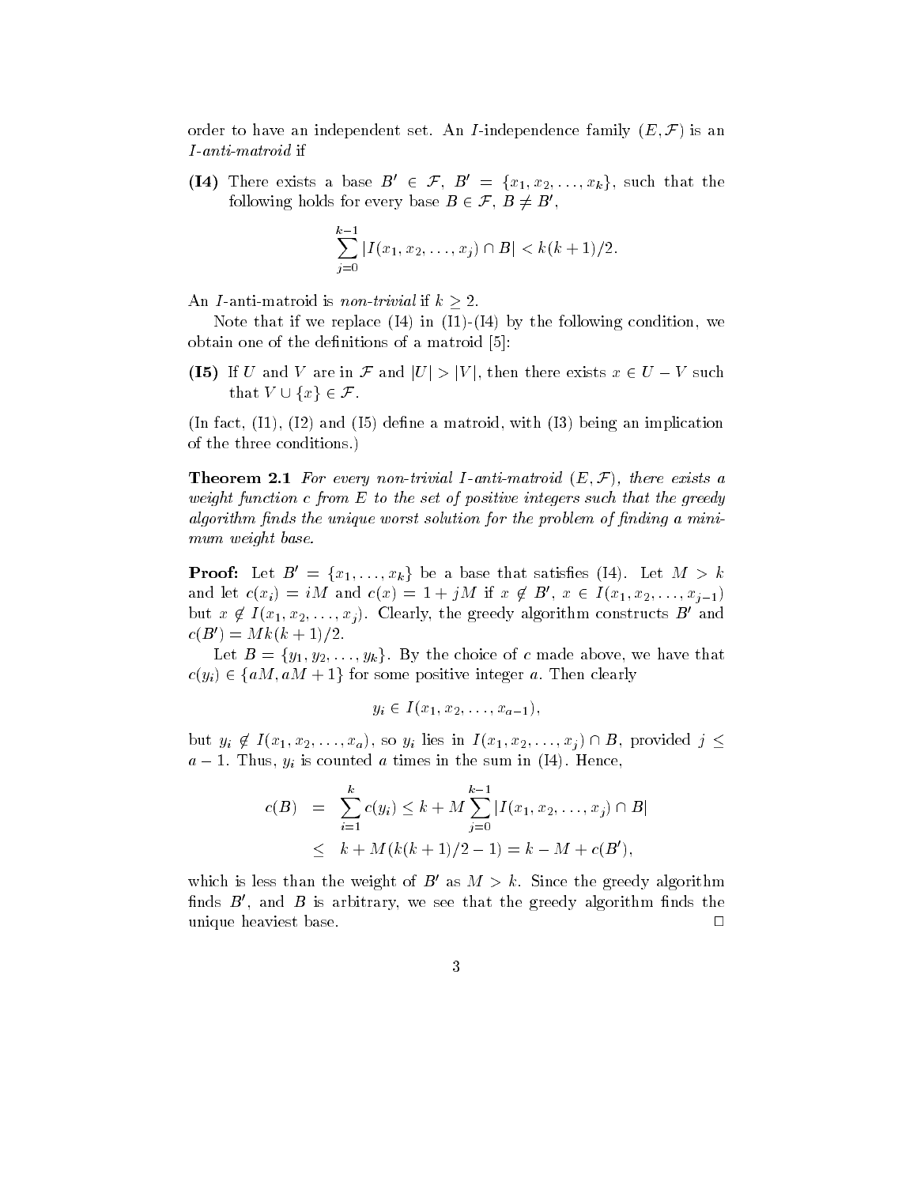order to have an independent set. An $I$-independence family $(E, \mathcal{F})$ is an *$I$-anti-matroid* if

**(I4)** There exists a base $B' \in \mathcal{F}$, $B' = \{x_1, x_2, \ldots, x_k\}$, such that the following holds for every base $B \in \mathcal{F}$, $B \neq B'$,

$$\sum_{j=0}^{k-1} |I(x_1, x_2, \ldots, x_j) \cap B| < k(k+1)/2.$$

An $I$-anti-matroid is *non-trivial* if $k \geq 2$.

Note that if we replace (I4) in (I1)-(I4) by the following condition, we obtain one of the definitions of a matroid [5]:

**(I5)** If $U$ and $V$ are in $\mathcal{F}$ and $|U| > |V|$, then there exists $x \in U - V$ such that $V \cup \{x\} \in \mathcal{F}$.

(In fact, (I1), (I2) and (I5) define a matroid, with (I3) being an implication of the three conditions.)

**Theorem 2.1** *For every non-trivial $I$-anti-matroid $(E, \mathcal{F})$, there exists a weight function $c$ from $E$ to the set of positive integers such that the greedy algorithm finds the unique worst solution for the problem of finding a minimum weight base.*

**Proof:** Let $B' = \{x_1, \ldots, x_k\}$ be a base that satisfies (I4). Let $M > k$ and let $c(x_i) = iM$ and $c(x) = 1 + jM$ if $x \notin B'$, $x \in I(x_1, x_2, \ldots, x_{j-1})$ but $x \notin I(x_1, x_2, \ldots, x_j)$. Clearly, the greedy algorithm constructs $B'$ and $c(B') = Mk(k+1)/2$.

Let $B = \{y_1, y_2, \ldots, y_k\}$. By the choice of $c$ made above, we have that $c(y_i) \in \{aM, aM + 1\}$ for some positive integer $a$. Then clearly

$$y_i \in I(x_1, x_2, \ldots, x_{a-1}),$$

but $y_i \notin I(x_1, x_2, \ldots, x_a)$, so $y_i$ lies in $I(x_1, x_2, \ldots, x_j) \cap B$, provided $j \leq a - 1$. Thus, $y_i$ is counted $a$ times in the sum in (I4). Hence,

$$\begin{aligned} c(B) &= \sum_{i=1}^{k} c(y_i) \leq k + M \sum_{j=0}^{k-1} |I(x_1, x_2, \ldots, x_j) \cap B| \\ &\leq k + M(k(k+1)/2 - 1) = k - M + c(B'), \end{aligned}$$

which is less than the weight of $B'$ as $M > k$. Since the greedy algorithm finds $B'$, and $B$ is arbitrary, we see that the greedy algorithm finds the unique heaviest base. $\square$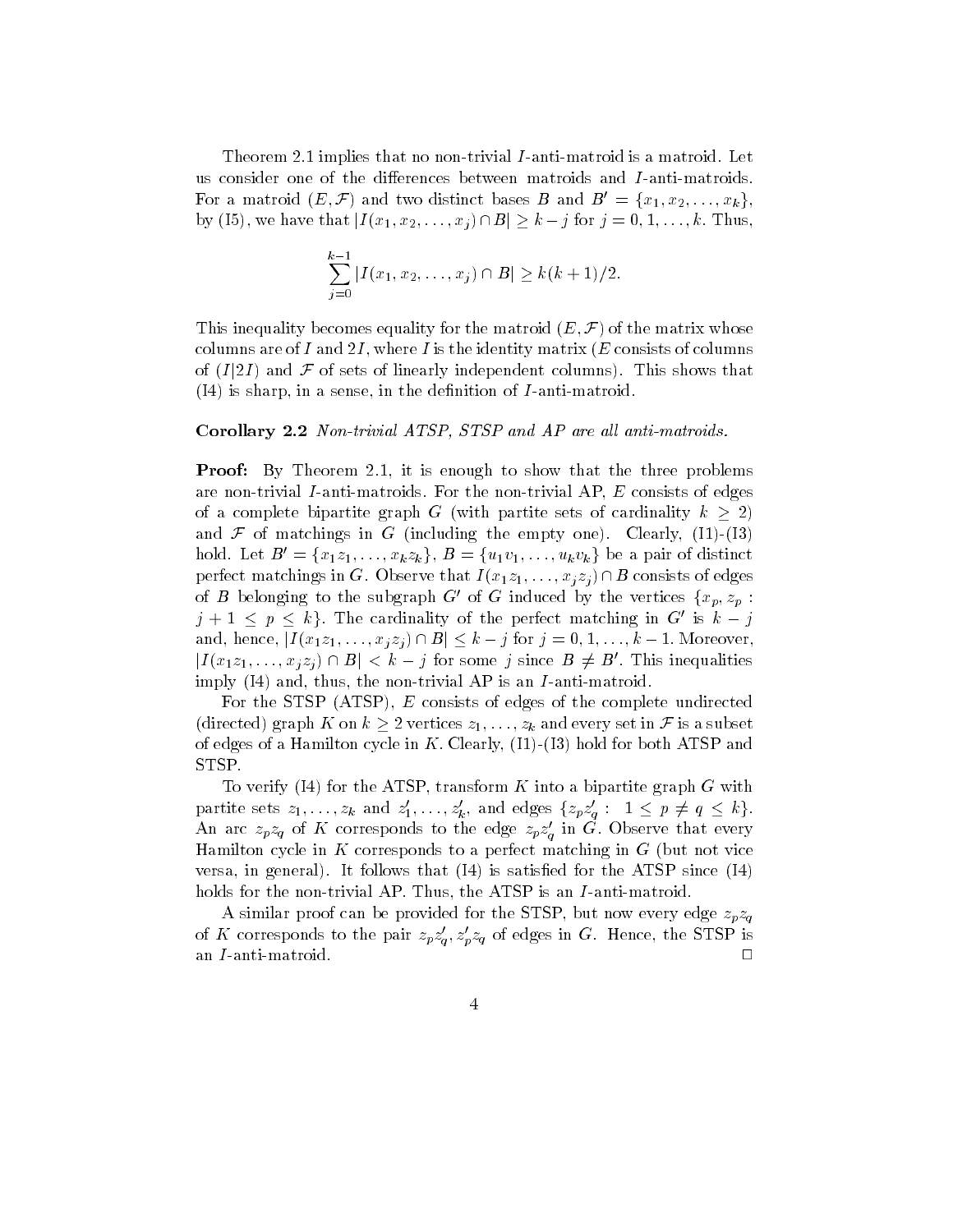Theorem 2.1 implies that no non-trivial $I$-anti-matroid is a matroid. Let us consider one of the differences between matroids and $I$-anti-matroids. For a matroid $(E, \mathcal{F})$ and two distinct bases $B$ and $B' = \{x_1, x_2, \ldots, x_k\}$, by (I5), we have that $|I(x_1, x_2, \ldots, x_j) \cap B| \geq k - j$ for $j = 0, 1, \ldots, k$. Thus,

$$\sum_{j=0}^{k-1} |I(x_1, x_2, \ldots, x_j) \cap B| \geq k(k+1)/2.$$

This inequality becomes equality for the matroid $(E, \mathcal{F})$ of the matrix whose columns are of $I$ and $2I$, where $I$ is the identity matrix ($E$ consists of columns of $(I|2I)$ and $\mathcal{F}$ of sets of linearly independent columns). This shows that (I4) is sharp, in a sense, in the definition of $I$-anti-matroid.

**Corollary 2.2** *Non-trivial ATSP, STSP and AP are all anti-matroids.*

**Proof:** By Theorem 2.1, it is enough to show that the three problems are non-trivial $I$-anti-matroids. For the non-trivial AP, $E$ consists of edges of a complete bipartite graph $G$ (with partite sets of cardinality $k \geq 2$) and $\mathcal{F}$ of matchings in $G$ (including the empty one). Clearly, (I1)-(I3) hold. Let $B' = \{x_1z_1, \ldots, x_kz_k\}$, $B = \{u_1v_1, \ldots, u_kv_k\}$ be a pair of distinct perfect matchings in $G$. Observe that $I(x_1z_1, \ldots, x_jz_j) \cap B$ consists of edges of $B$ belonging to the subgraph $G'$ of $G$ induced by the vertices $\{x_p, z_p : j+1 \leq p \leq k\}$. The cardinality of the perfect matching in $G'$ is $k - j$ and, hence, $|I(x_1z_1, \ldots, x_jz_j) \cap B| \leq k - j$ for $j = 0, 1, \ldots, k-1$. Moreover, $|I(x_1z_1, \ldots, x_jz_j) \cap B| < k - j$ for some $j$ since $B \neq B'$. This inequalities imply (I4) and, thus, the non-trivial AP is an $I$-anti-matroid.

For the STSP (ATSP), $E$ consists of edges of the complete undirected (directed) graph $K$ on $k \geq 2$ vertices $z_1, \ldots, z_k$ and every set in $\mathcal{F}$ is a subset of edges of a Hamilton cycle in $K$. Clearly, (I1)-(I3) hold for both ATSP and STSP.

To verify (I4) for the ATSP, transform $K$ into a bipartite graph $G$ with partite sets $z_1, \ldots, z_k$ and $z'_1, \ldots, z'_k$, and edges $\{z_pz'_q : 1 \leq p \neq q \leq k\}$. An arc $z_pz_q$ of $K$ corresponds to the edge $z_pz'_q$ in $G$. Observe that every Hamilton cycle in $K$ corresponds to a perfect matching in $G$ (but not vice versa, in general). It follows that (I4) is satisfied for the ATSP since (I4) holds for the non-trivial AP. Thus, the ATSP is an $I$-anti-matroid.

A similar proof can be provided for the STSP, but now every edge $z_pz_q$ of $K$ corresponds to the pair $z_pz'_q, z'_pz_q$ of edges in $G$. Hence, the STSP is an $I$-anti-matroid. $\square$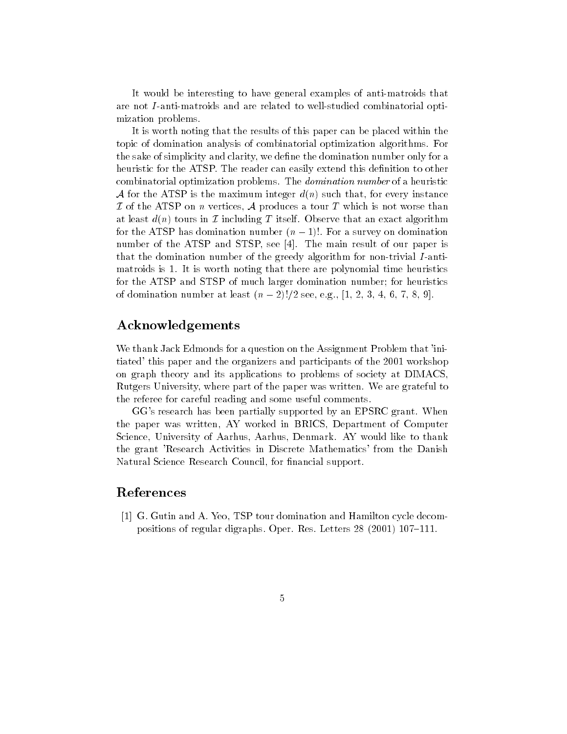It would be interesting to have general examples of anti-matroids that are not $I$-anti-matroids and are related to well-studied combinatorial optimization problems.

It is worth noting that the results of this paper can be placed within the topic of domination analysis of combinatorial optimization algorithms. For the sake of simplicity and clarity, we define the domination number only for a heuristic for the ATSP. The reader can easily extend this definition to other combinatorial optimization problems. The *domination number* of a heuristic $\mathcal{A}$ for the ATSP is the maximum integer $d(n)$ such that, for every instance $\mathcal{I}$ of the ATSP on $n$ vertices, $\mathcal{A}$ produces a tour $T$ which is not worse than at least $d(n)$ tours in $\mathcal{I}$ including $T$ itself. Observe that an exact algorithm for the ATSP has domination number $(n-1)!$. For a survey on domination number of the ATSP and STSP, see [4]. The main result of our paper is that the domination number of the greedy algorithm for non-trivial $I$-anti-matroids is 1. It is worth noting that there are polynomial time heuristics for the ATSP and STSP of much larger domination number; for heuristics of domination number at least $(n-2)!/2$ see, e.g., [1, 2, 3, 4, 6, 7, 8, 9].

## Acknowledgements

We thank Jack Edmonds for a question on the Assignment Problem that 'initiated' this paper and the organizers and participants of the 2001 workshop on graph theory and its applications to problems of society at DIMACS, Rutgers University, where part of the paper was written. We are grateful to the referee for careful reading and some useful comments.

GG's research has been partially supported by an EPSRC grant. When the paper was written, AY worked in BRICS, Department of Computer Science, University of Aarhus, Aarhus, Denmark. AY would like to thank the grant 'Research Activities in Discrete Mathematics' from the Danish Natural Science Research Council, for financial support.

## References

[1] G. Gutin and A. Yeo, TSP tour domination and Hamilton cycle decompositions of regular digraphs. Oper. Res. Letters 28 (2001) 107–111.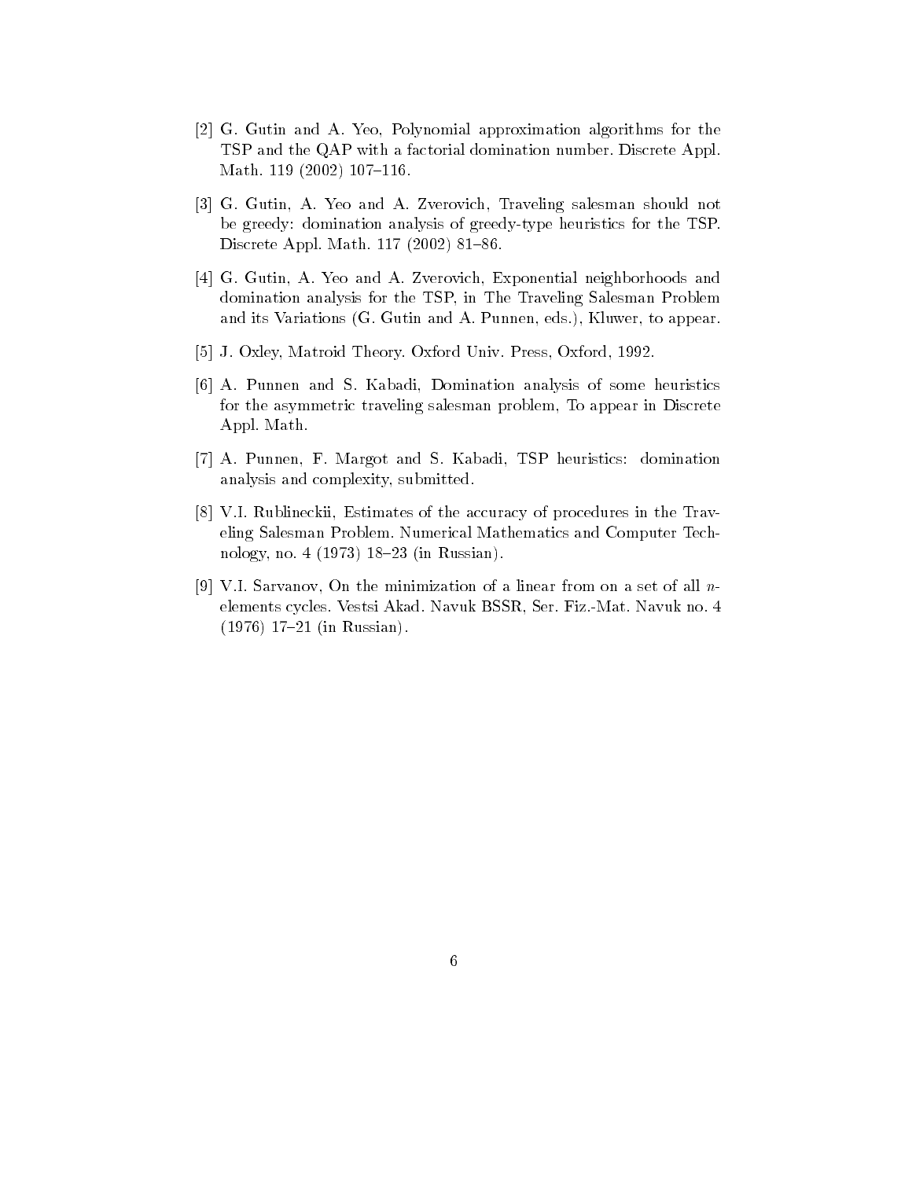[2] G. Gutin and A. Yeo, Polynomial approximation algorithms for the TSP and the QAP with a factorial domination number. Discrete Appl. Math. 119 (2002) 107–116.

[3] G. Gutin, A. Yeo and A. Zverovich, Traveling salesman should not be greedy: domination analysis of greedy-type heuristics for the TSP. Discrete Appl. Math. 117 (2002) 81–86.

[4] G. Gutin, A. Yeo and A. Zverovich, Exponential neighborhoods and domination analysis for the TSP, in The Traveling Salesman Problem and its Variations (G. Gutin and A. Punnen, eds.), Kluwer, to appear.

[5] J. Oxley, Matroid Theory. Oxford Univ. Press, Oxford, 1992.

[6] A. Punnen and S. Kabadi, Domination analysis of some heuristics for the asymmetric traveling salesman problem, To appear in Discrete Appl. Math.

[7] A. Punnen, F. Margot and S. Kabadi, TSP heuristics: domination analysis and complexity, submitted.

[8] V.I. Rublineckii, Estimates of the accuracy of procedures in the Traveling Salesman Problem. Numerical Mathematics and Computer Technology, no. 4 (1973) 18–23 (in Russian).

[9] V.I. Sarvanov, On the minimization of a linear from on a set of all $n$-elements cycles. Vestsi Akad. Navuk BSSR, Ser. Fiz.-Mat. Navuk no. 4 (1976) 17–21 (in Russian).